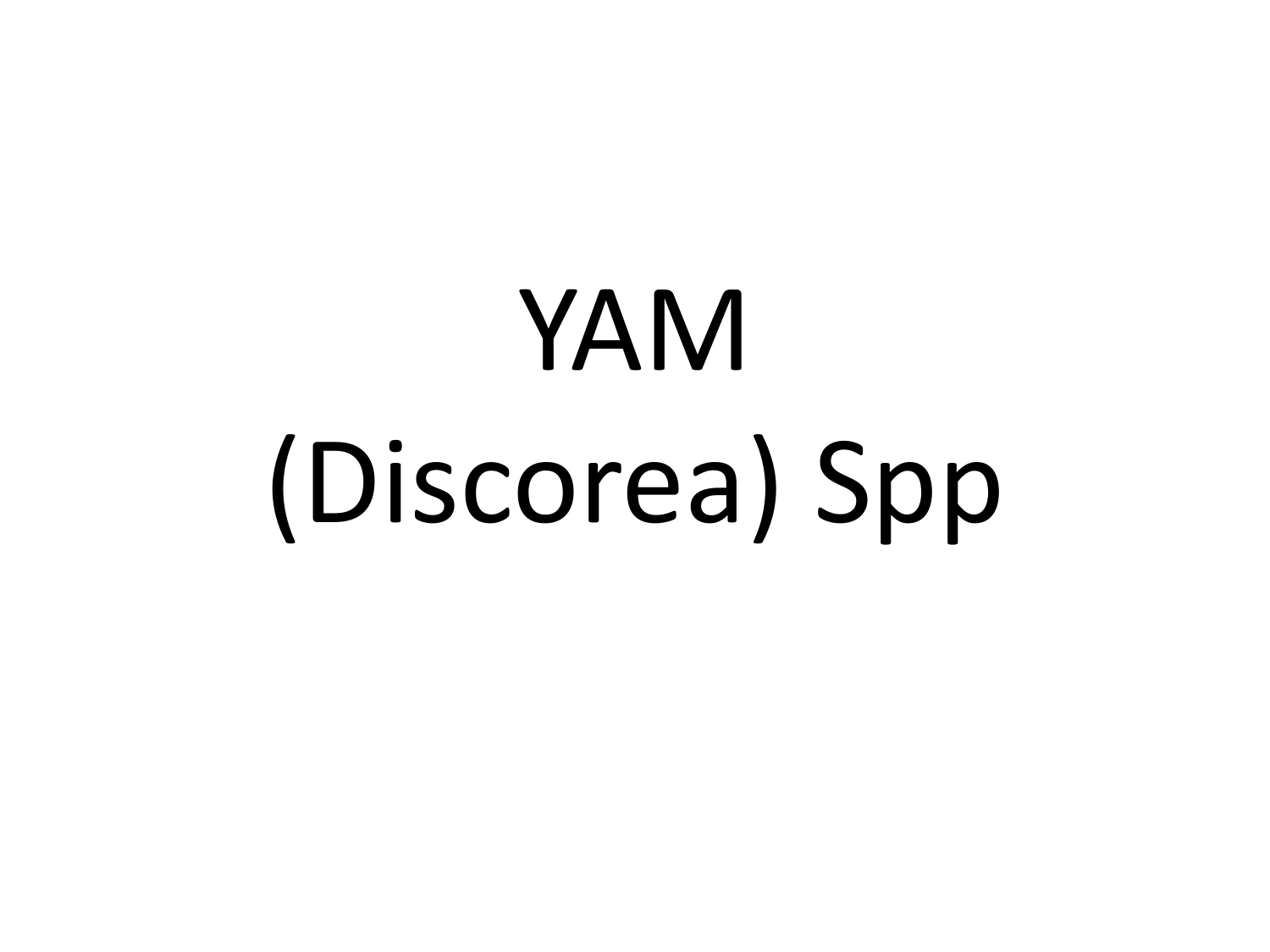# YAM

# (Discorea) Spp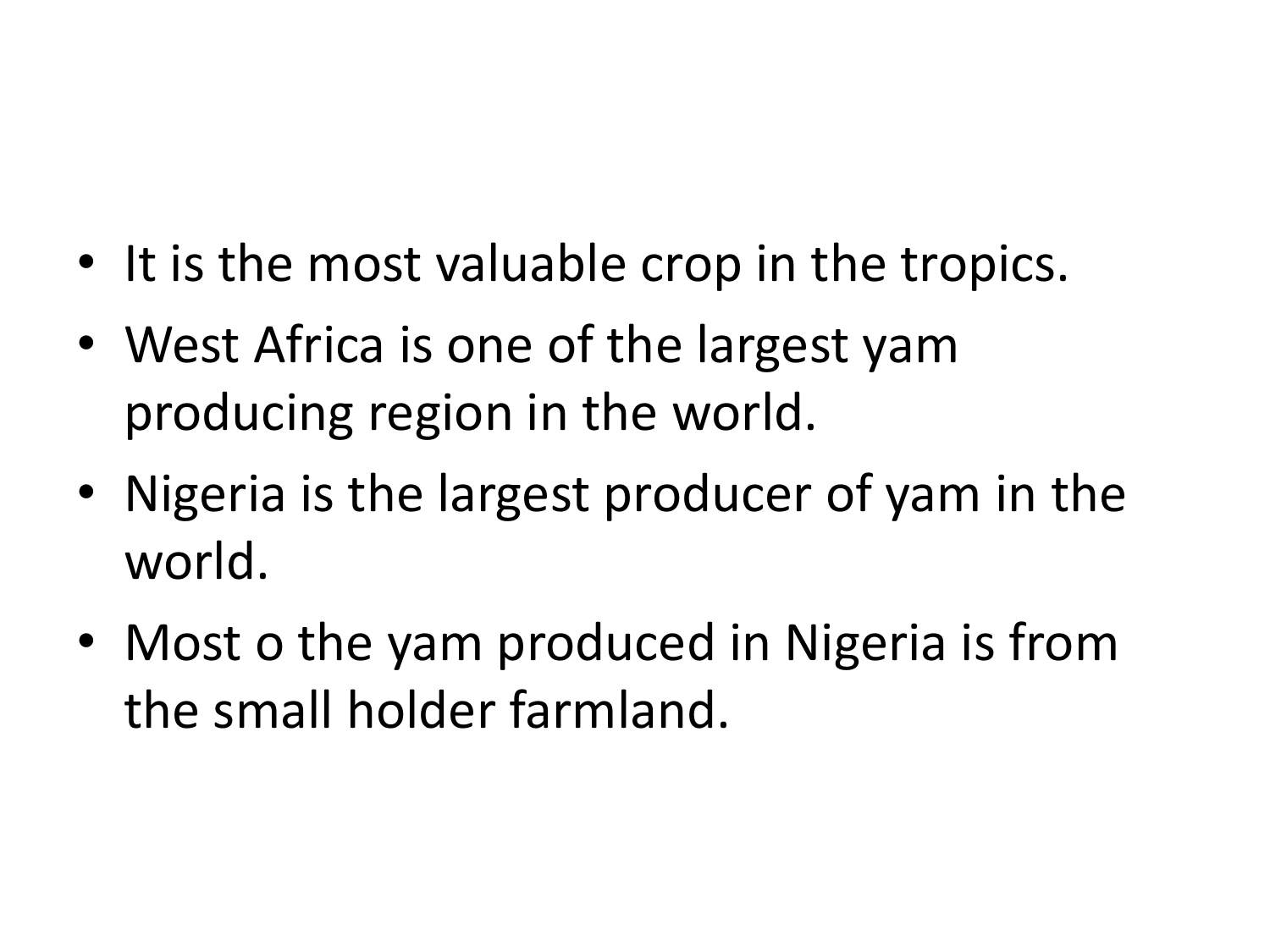- It is the most valuable crop in the tropics.
- West Africa is one of the largest yam producing region in the world.
- Nigeria is the largest producer of yam in the world.
- Most o the yam produced in Nigeria is from the small holder farmland.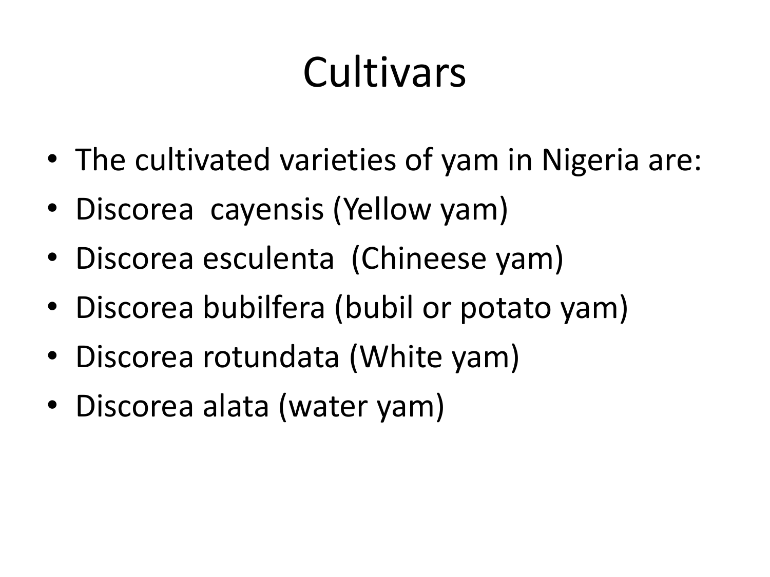# Cultivars

- The cultivated varieties of yam in Nigeria are:
- Discorea cayensis (Yellow yam)
- Discorea esculenta (Chineese yam)
- Discorea bubilfera (bubil or potato yam)
- Discorea rotundata (White yam)
- Discorea alata (water yam)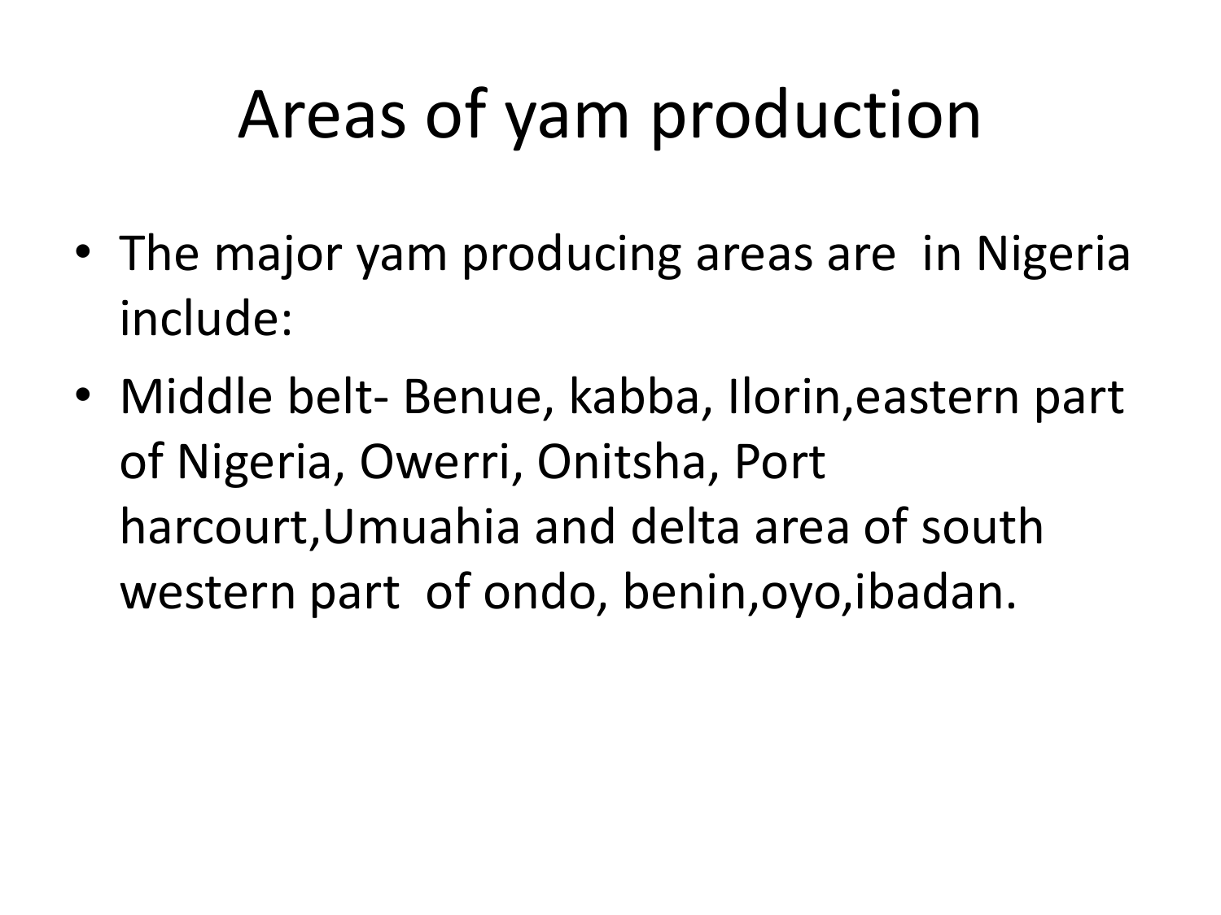# Areas of yam production

- The major yam producing areas are in Nigeria include:
- Middle belt- Benue, kabba, Ilorin,eastern part of Nigeria, Owerri, Onitsha, Port harcourt,Umuahia and delta area of south western part of ondo, benin,oyo,ibadan.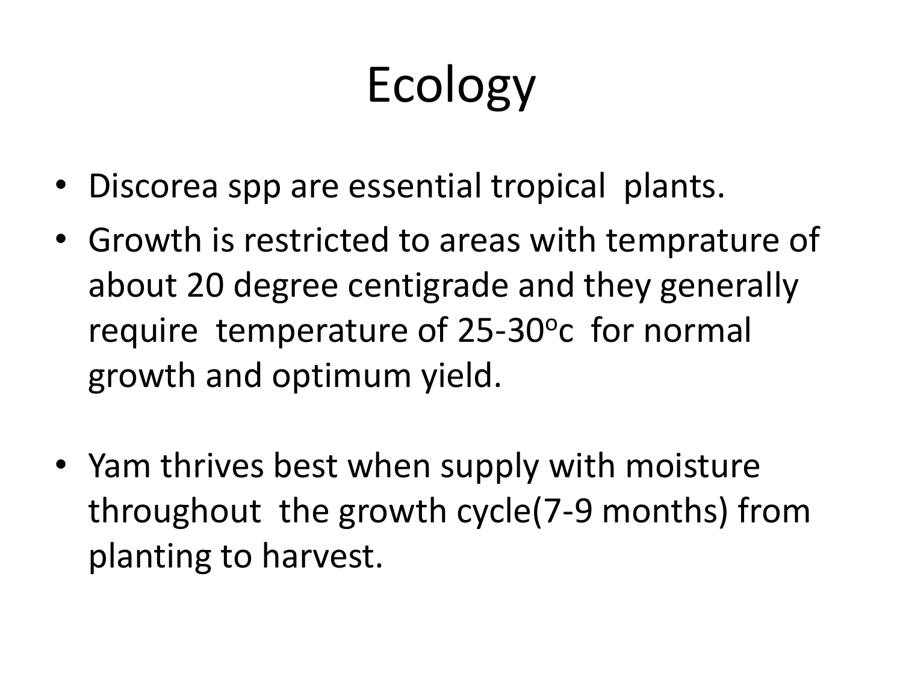# Ecology

- Discorea spp are essential tropical plants.
- Growth is restricted to areas with temprature of about 20 degree centigrade and they generally require temperature of 25-30$^o$c for normal growth and optimum yield.
- Yam thrives best when supply with moisture throughout the growth cycle(7-9 months) from planting to harvest.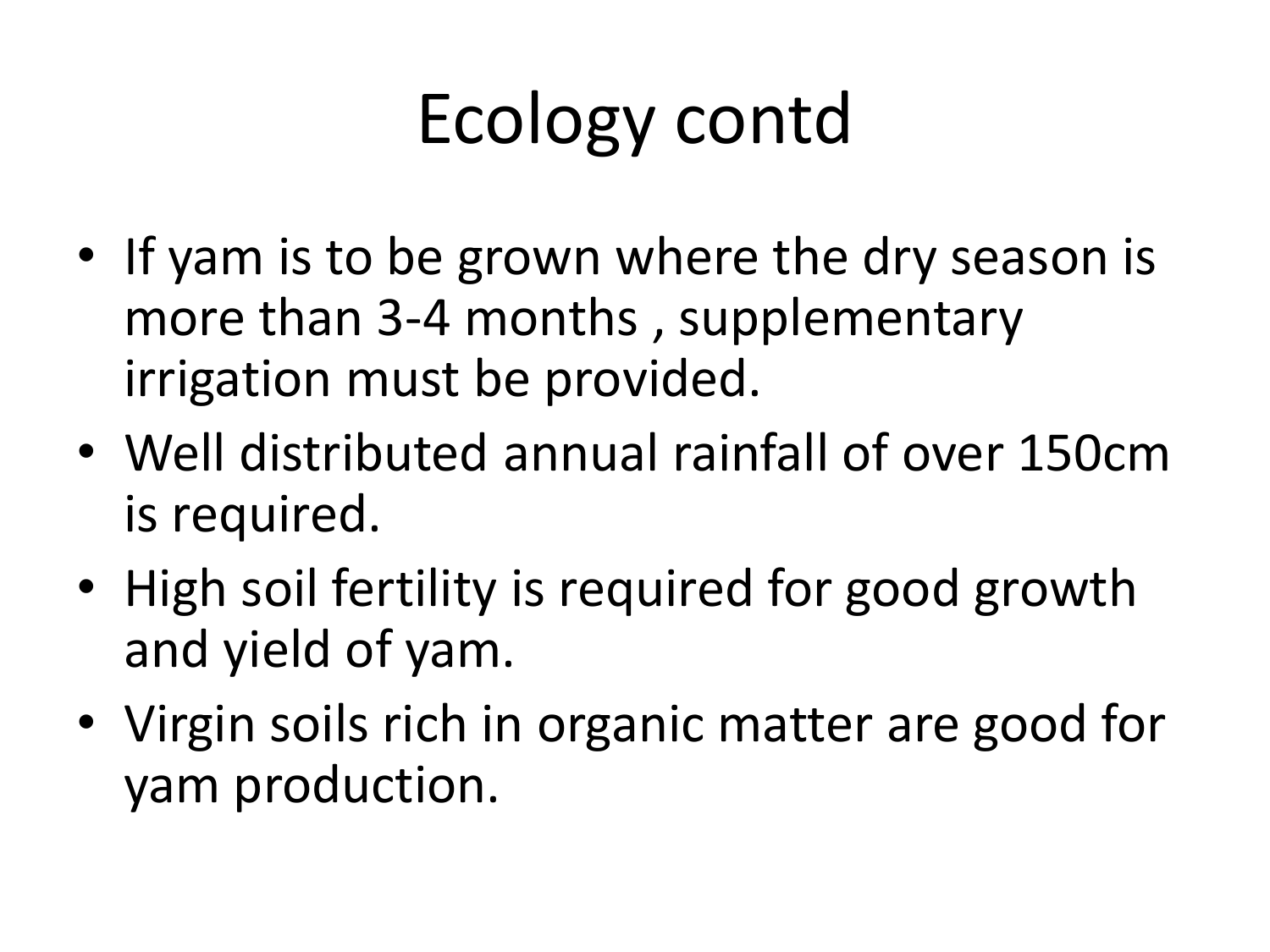# Ecology contd

- If yam is to be grown where the dry season is more than 3-4 months , supplementary irrigation must be provided.
- Well distributed annual rainfall of over 150cm is required.
- High soil fertility is required for good growth and yield of yam.
- Virgin soils rich in organic matter are good for yam production.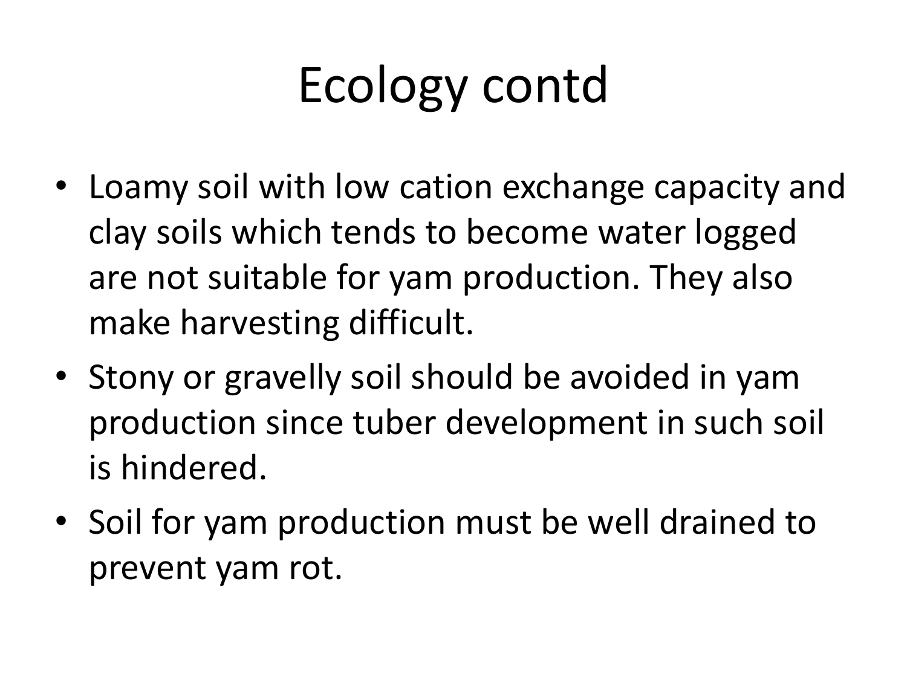# Ecology contd

- Loamy soil with low cation exchange capacity and clay soils which tends to become water logged are not suitable for yam production. They also make harvesting difficult.
- Stony or gravelly soil should be avoided in yam production since tuber development in such soil is hindered.
- Soil for yam production must be well drained to prevent yam rot.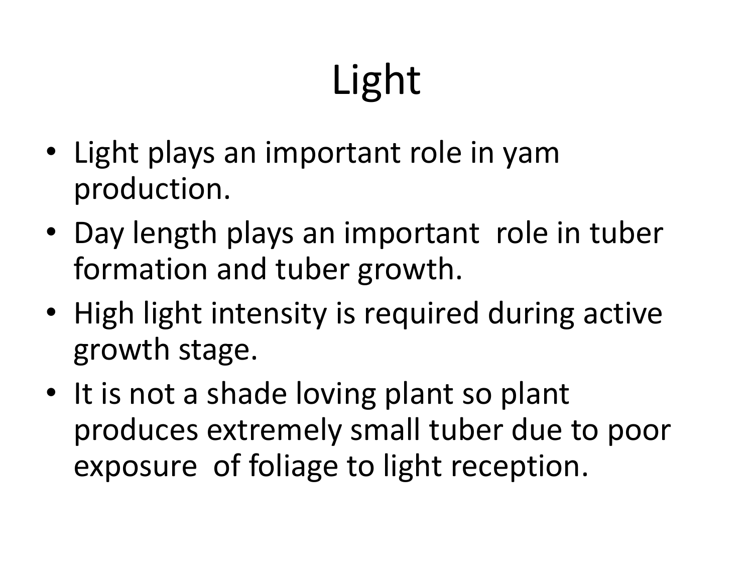# Light

- Light plays an important role in yam production.
- Day length plays an important role in tuber formation and tuber growth.
- High light intensity is required during active growth stage.
- It is not a shade loving plant so plant produces extremely small tuber due to poor exposure of foliage to light reception.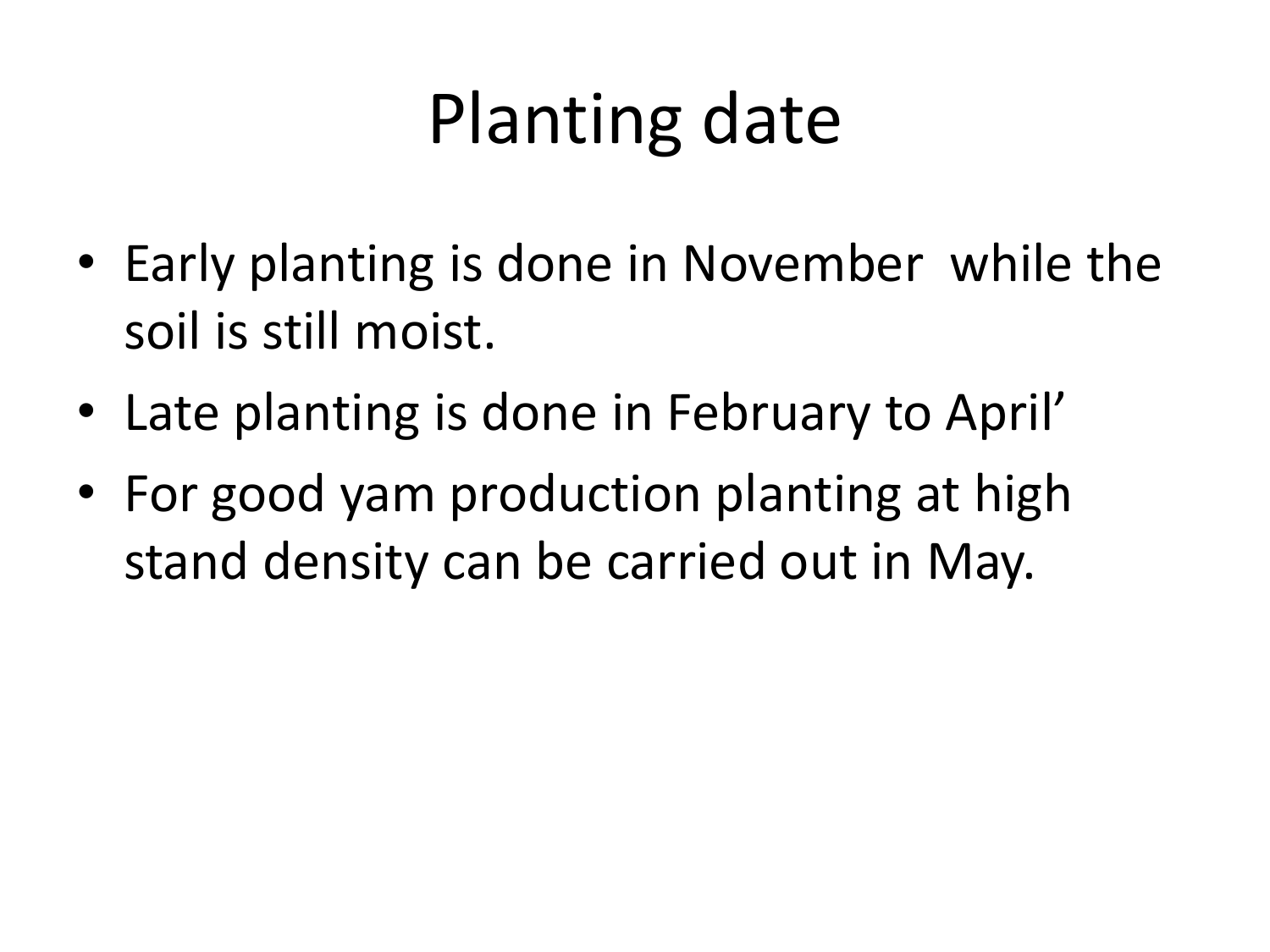# Planting date

- Early planting is done in November  while the soil is still moist.
- Late planting is done in February to April’
- For good yam production planting at high stand density can be carried out in May.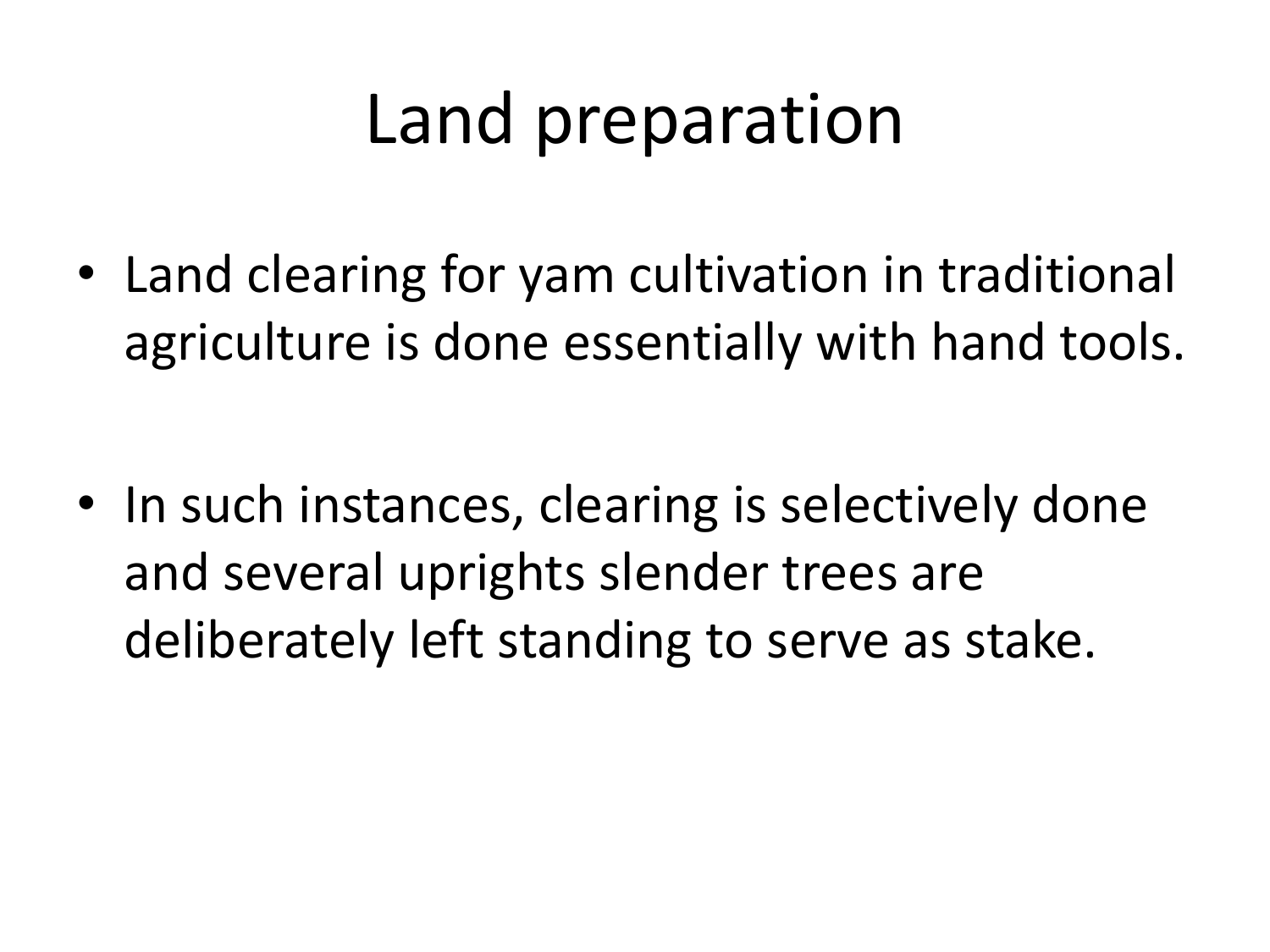# Land preparation

- Land clearing for yam cultivation in traditional agriculture is done essentially with hand tools.

- In such instances, clearing is selectively done and several uprights slender trees are deliberately left standing to serve as stake.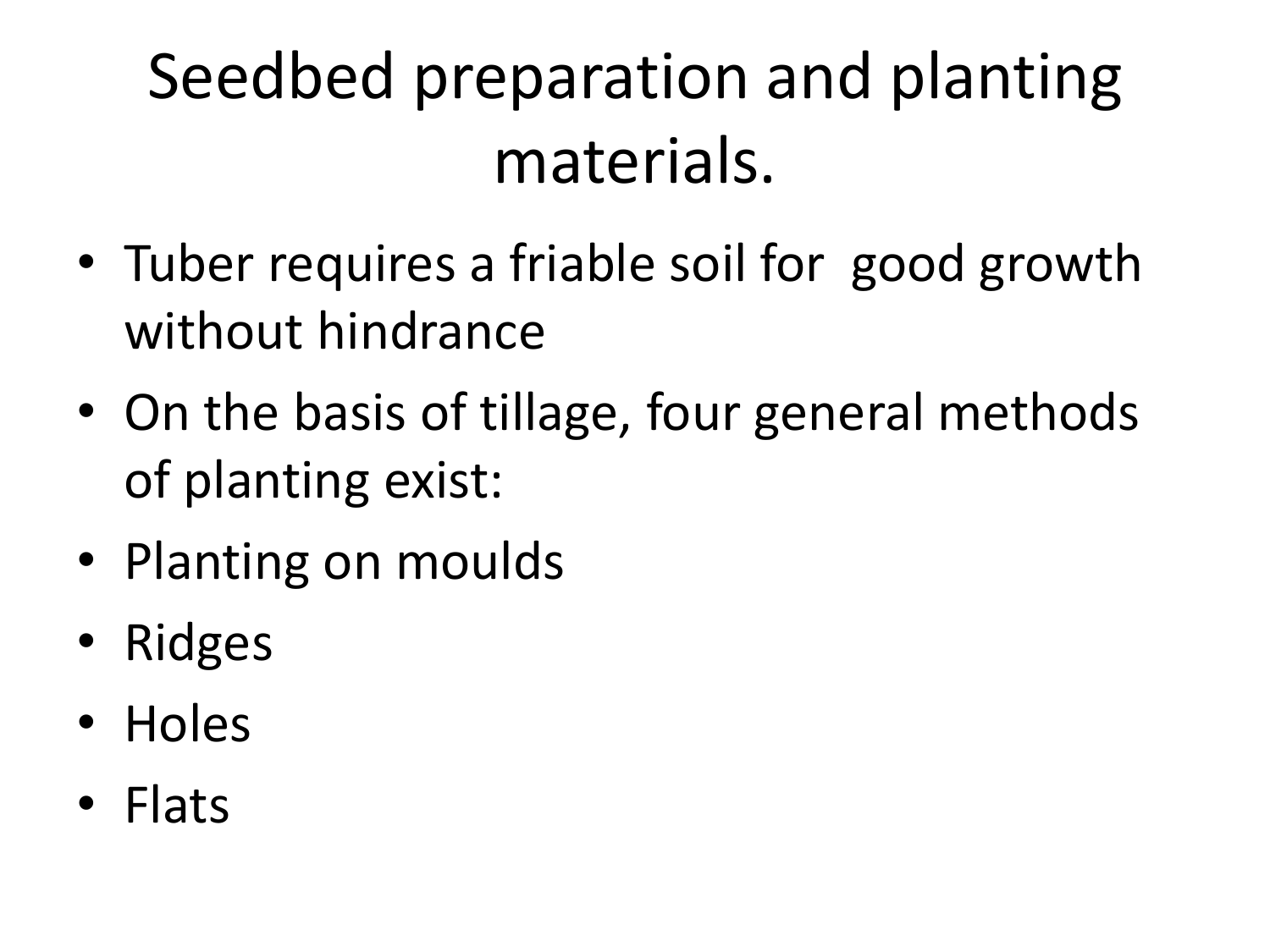# Seedbed preparation and planting materials.

- Tuber requires a friable soil for good growth without hindrance
- On the basis of tillage, four general methods of planting exist:
- Planting on moulds
- Ridges
- Holes
- Flats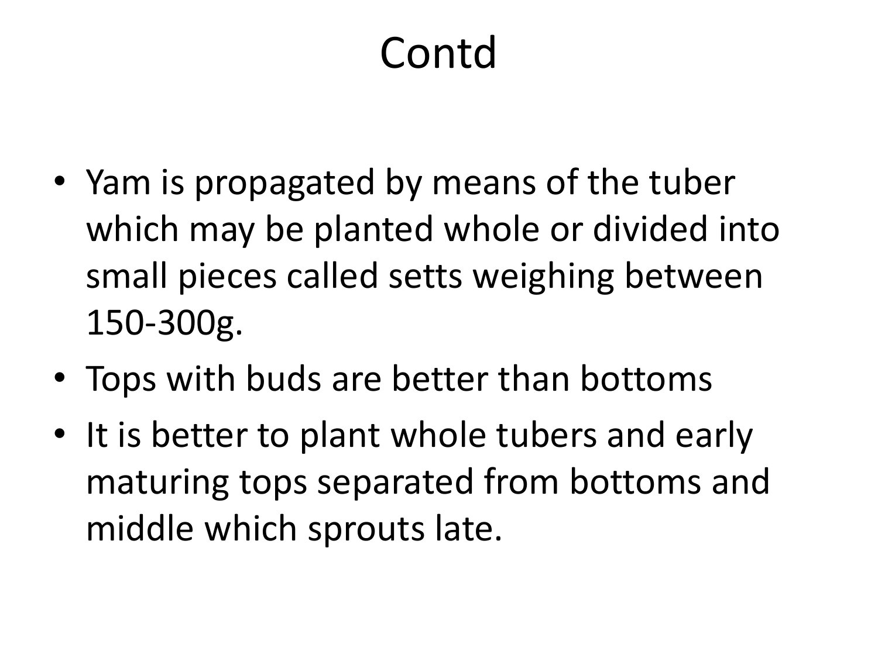# Contd

- Yam is propagated by means of the tuber which may be planted whole or divided into small pieces called setts weighing between 150-300g.
- Tops with buds are better than bottoms
- It is better to plant whole tubers and early maturing tops separated from bottoms and middle which sprouts late.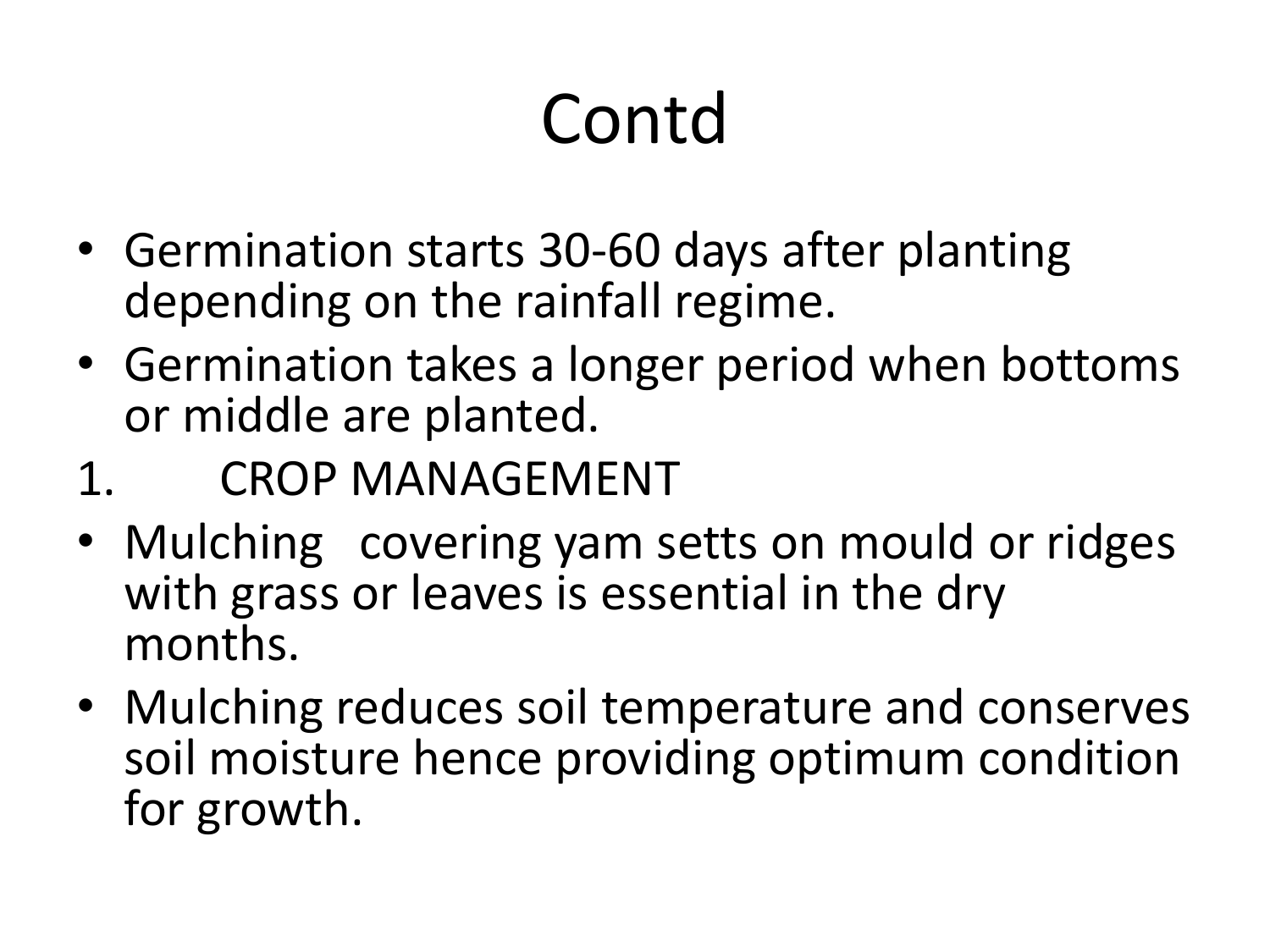# Contd

- Germination starts 30-60 days after planting depending on the rainfall regime.
- Germination takes a longer period when bottoms or middle are planted.

1. CROP MANAGEMENT

- Mulching  covering yam setts on mould or ridges with grass or leaves is essential in the dry months.
- Mulching reduces soil temperature and conserves soil moisture hence providing optimum condition for growth.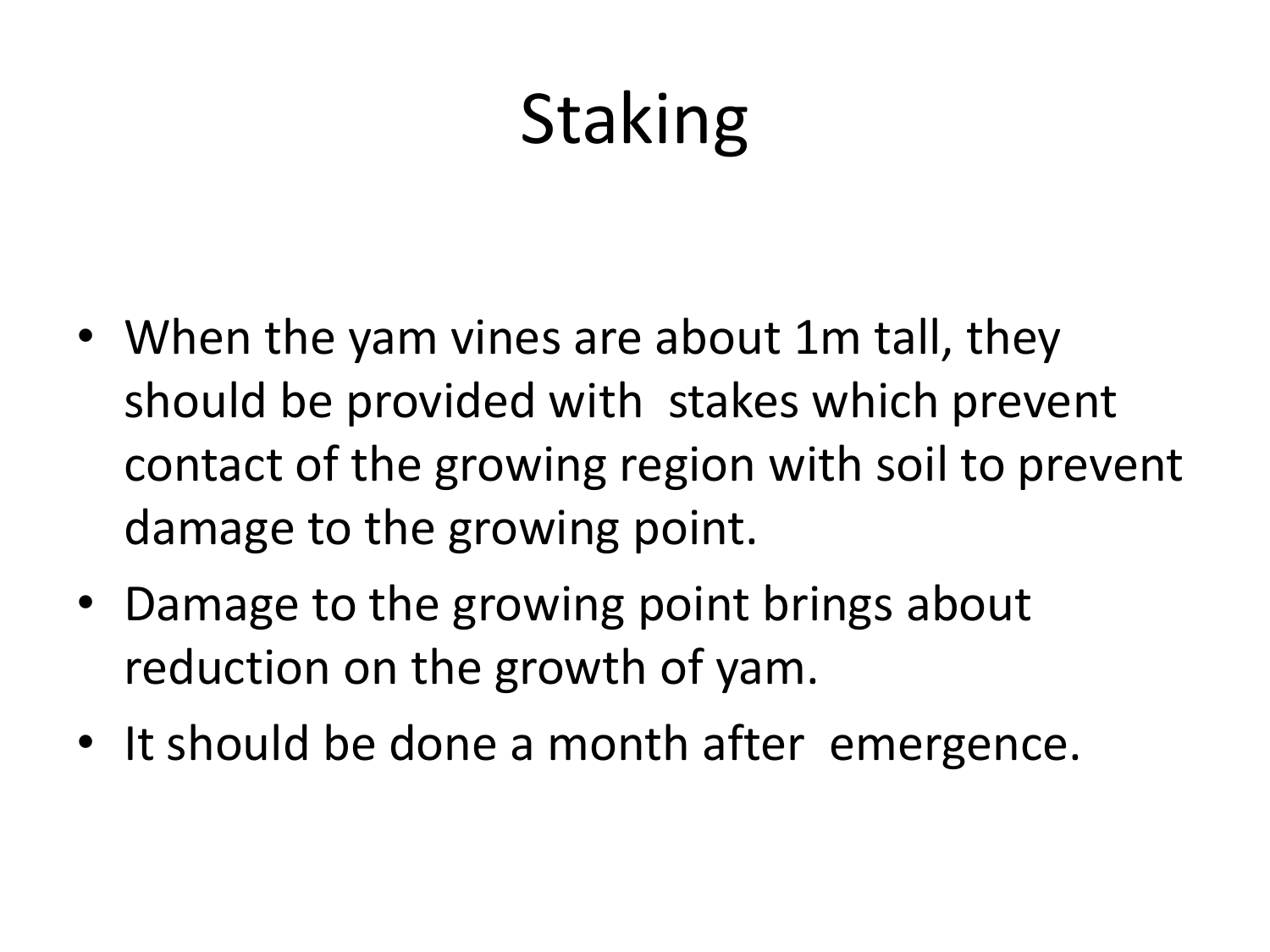# Staking

- When the yam vines are about 1m tall, they should be provided with stakes which prevent contact of the growing region with soil to prevent damage to the growing point.
- Damage to the growing point brings about reduction on the growth of yam.
- It should be done a month after emergence.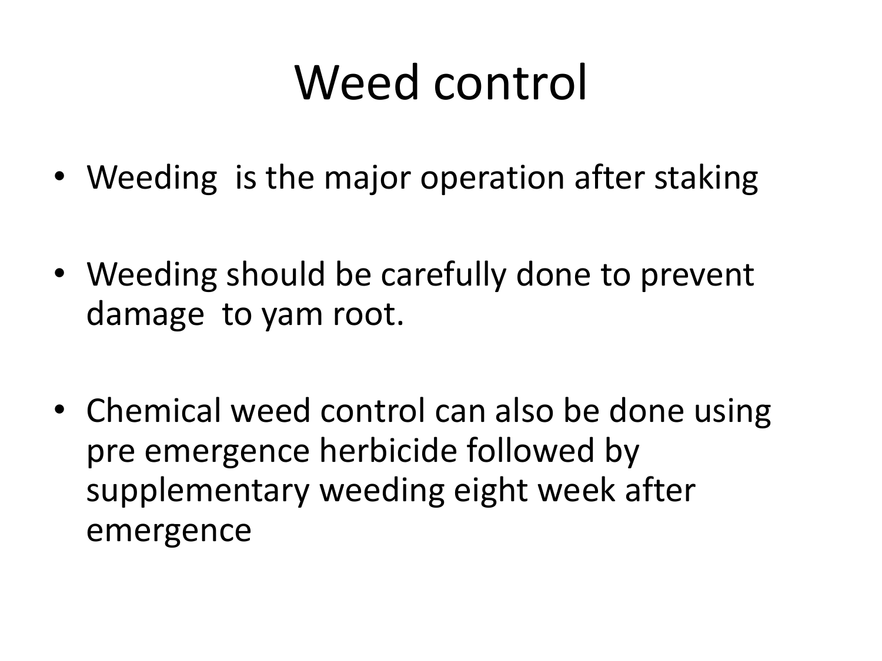# Weed control

- Weeding  is the major operation after staking
- Weeding should be carefully done to prevent damage  to yam root.
- Chemical weed control can also be done using pre emergence herbicide followed by supplementary weeding eight week after emergence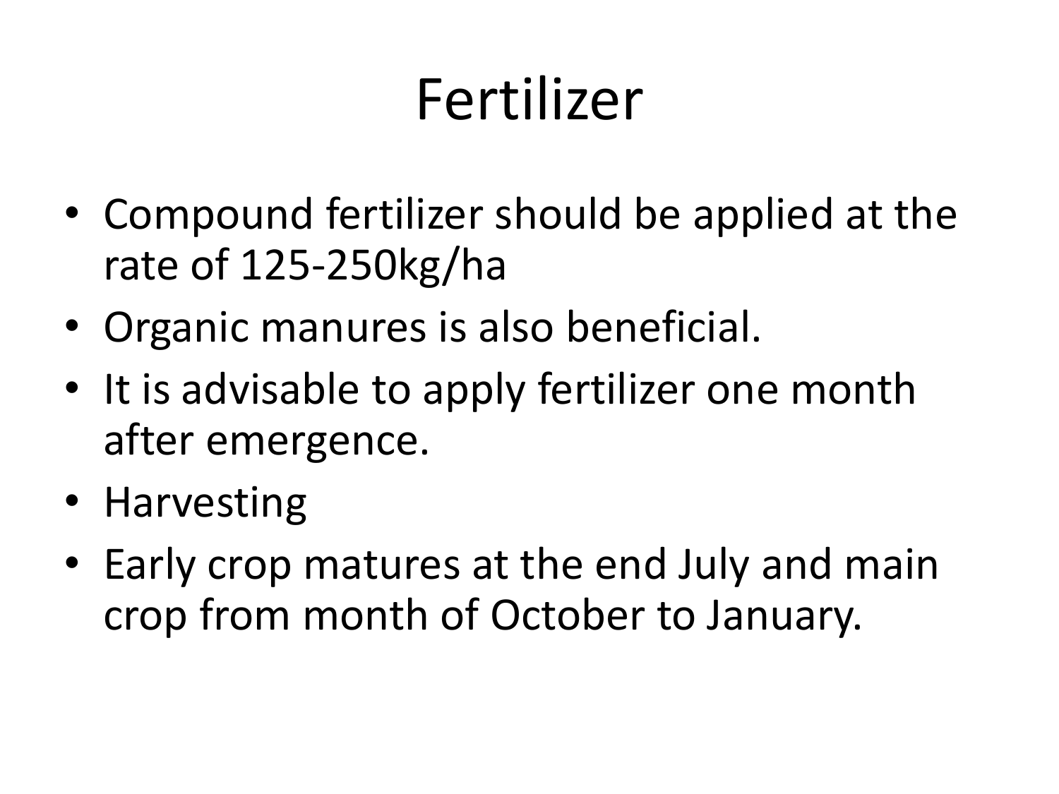# Fertilizer

- Compound fertilizer should be applied at the rate of 125-250kg/ha
- Organic manures is also beneficial.
- It is advisable to apply fertilizer one month after emergence.
- Harvesting
- Early crop matures at the end July and main crop from month of October to January.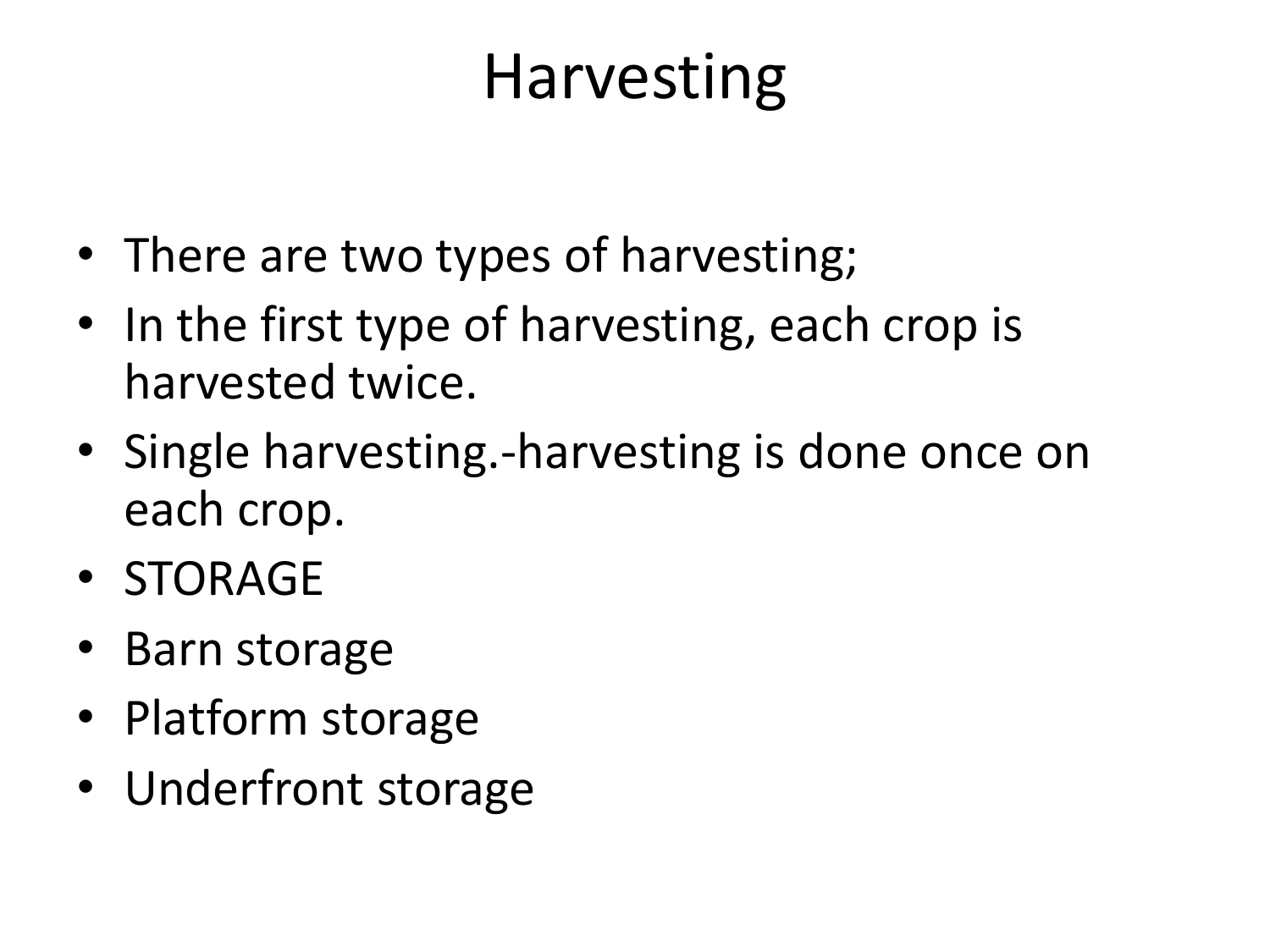# Harvesting

- There are two types of harvesting;
- In the first type of harvesting, each crop is harvested twice.
- Single harvesting.-harvesting is done once on each crop.
- STORAGE
- Barn storage
- Platform storage
- Underfront storage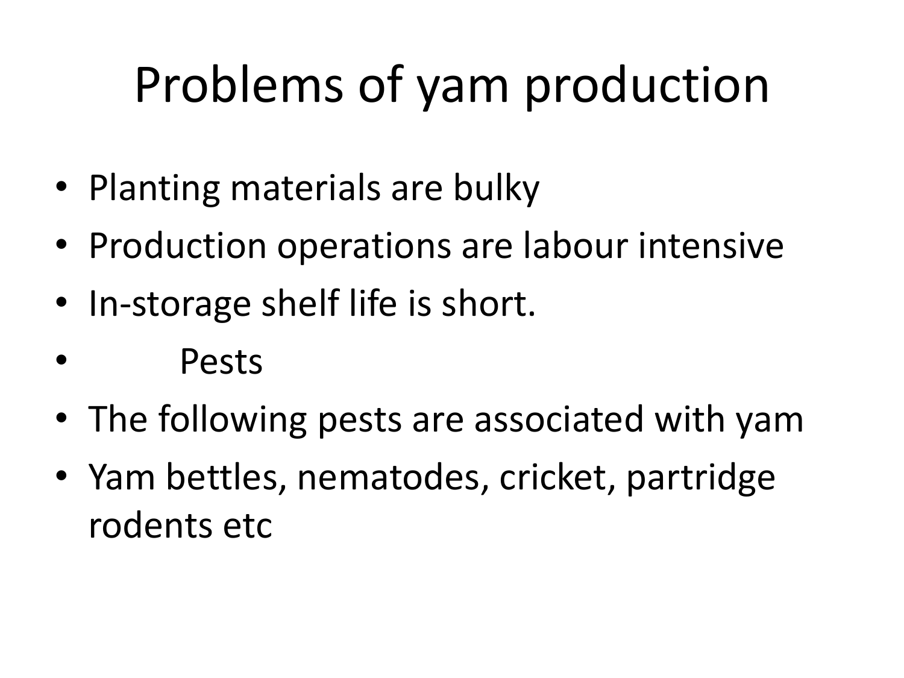# Problems of yam production

- Planting materials are bulky
- Production operations are labour intensive
- In-storage shelf life is short.
- Pests
- The following pests are associated with yam
- Yam bettles, nematodes, cricket, partridge rodents etc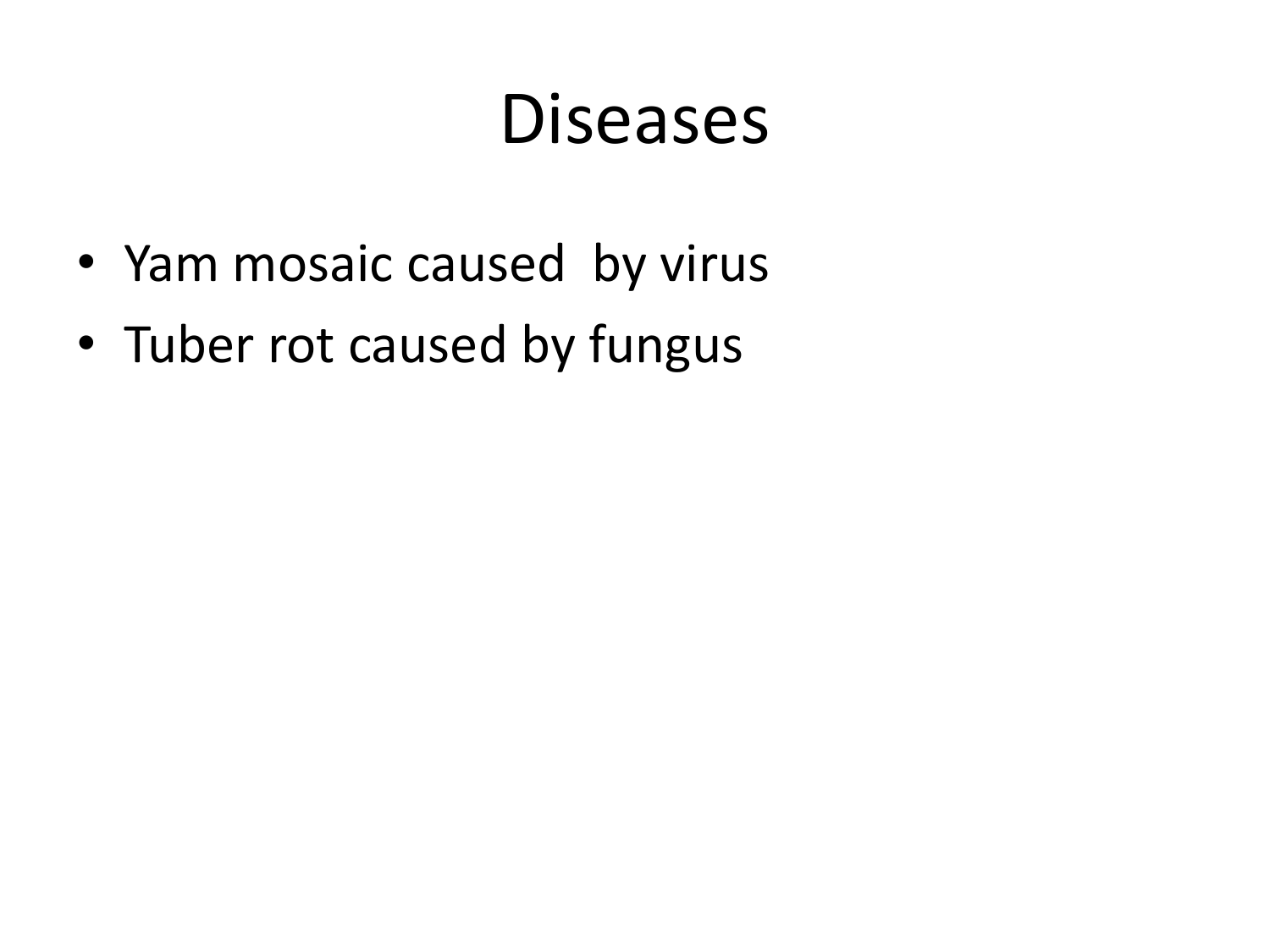# Diseases

- Yam mosaic caused by virus
- Tuber rot caused by fungus